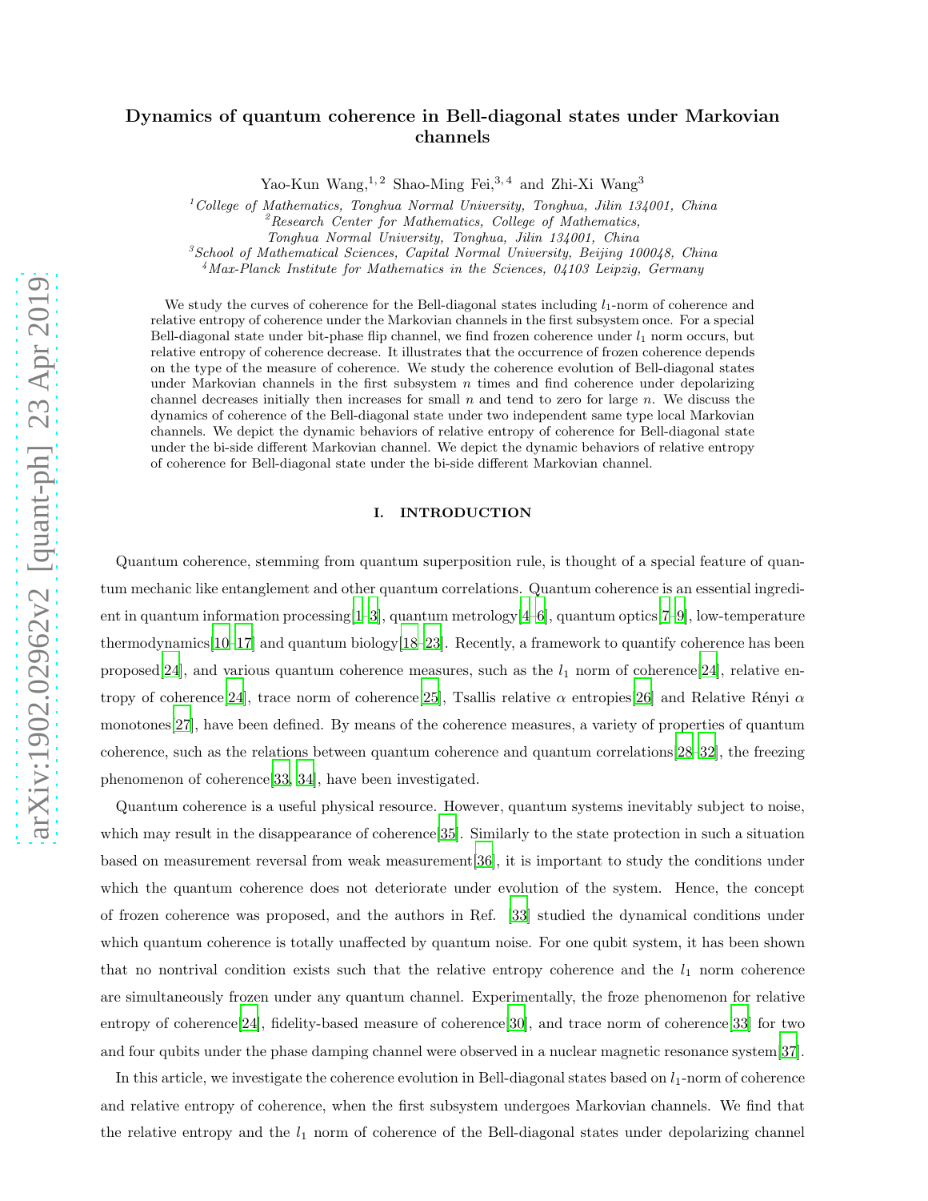# Dynamics of quantum coherence in Bell-diagonal states under Markovian channels

Yao-Kun Wang,[1,2] Shao-Ming Fei,[3,4] and Zhi-Xi Wang[3]

[1]*College of Mathematics, Tonghua Normal University, Tonghua, Jilin 134001, China*
[2]*Research Center for Mathematics, College of Mathematics, Tonghua Normal University, Tonghua, Jilin 134001, China*
[3]*School of Mathematical Sciences, Capital Normal University, Beijing 100048, China*
[4]*Max-Planck Institute for Mathematics in the Sciences, 04103 Leipzig, Germany*

We study the curves of coherence for the Bell-diagonal states including $l_1$-norm of coherence and relative entropy of coherence under the Markovian channels in the first subsystem once. For a special Bell-diagonal state under bit-phase flip channel, we find frozen coherence under $l_1$ norm occurs, but relative entropy of coherence decrease. It illustrates that the occurrence of frozen coherence depends on the type of the measure of coherence. We study the coherence evolution of Bell-diagonal states under Markovian channels in the first subsystem $n$ times and find coherence under depolarizing channel decreases initially then increases for small $n$ and tend to zero for large $n$. We discuss the dynamics of coherence of the Bell-diagonal state under two independent same type local Markovian channels. We depict the dynamic behaviors of relative entropy of coherence for Bell-diagonal state under the bi-side different Markovian channel. We depict the dynamic behaviors of relative entropy of coherence for Bell-diagonal state under the bi-side different Markovian channel.

## I. INTRODUCTION

Quantum coherence, stemming from quantum superposition rule, is thought of a special feature of quantum mechanic like entanglement and other quantum correlations. Quantum coherence is an essential ingredient in quantum information processing[1–3], quantum metrology[4–6], quantum optics[7–9], low-temperature thermodynamics[10–17] and quantum biology[18–23]. Recently, a framework to quantify coherence has been proposed[24], and various quantum coherence measures, such as the $l_1$ norm of coherence[24], relative entropy of coherence[24], trace norm of coherence[25], Tsallis relative $\alpha$ entropies[26] and Relative Rényi $\alpha$ monotones[27], have been defined. By means of the coherence measures, a variety of properties of quantum coherence, such as the relations between quantum coherence and quantum correlations[28–32], the freezing phenomenon of coherence[33, 34], have been investigated.

Quantum coherence is a useful physical resource. However, quantum systems inevitably subject to noise, which may result in the disappearance of coherence[35]. Similarly to the state protection in such a situation based on measurement reversal from weak measurement[36], it is important to study the conditions under which the quantum coherence does not deteriorate under evolution of the system. Hence, the concept of frozen coherence was proposed, and the authors in Ref. [33] studied the dynamical conditions under which quantum coherence is totally unaffected by quantum noise. For one qubit system, it has been shown that no nontrival condition exists such that the relative entropy coherence and the $l_1$ norm coherence are simultaneously frozen under any quantum channel. Experimentally, the froze phenomenon for relative entropy of coherence[24], fidelity-based measure of coherence[30], and trace norm of coherence[33] for two and four qubits under the phase damping channel were observed in a nuclear magnetic resonance system[37].

In this article, we investigate the coherence evolution in Bell-diagonal states based on $l_1$-norm of coherence and relative entropy of coherence, when the first subsystem undergoes Markovian channels. We find that the relative entropy and the $l_1$ norm of coherence of the Bell-diagonal states under depolarizing channel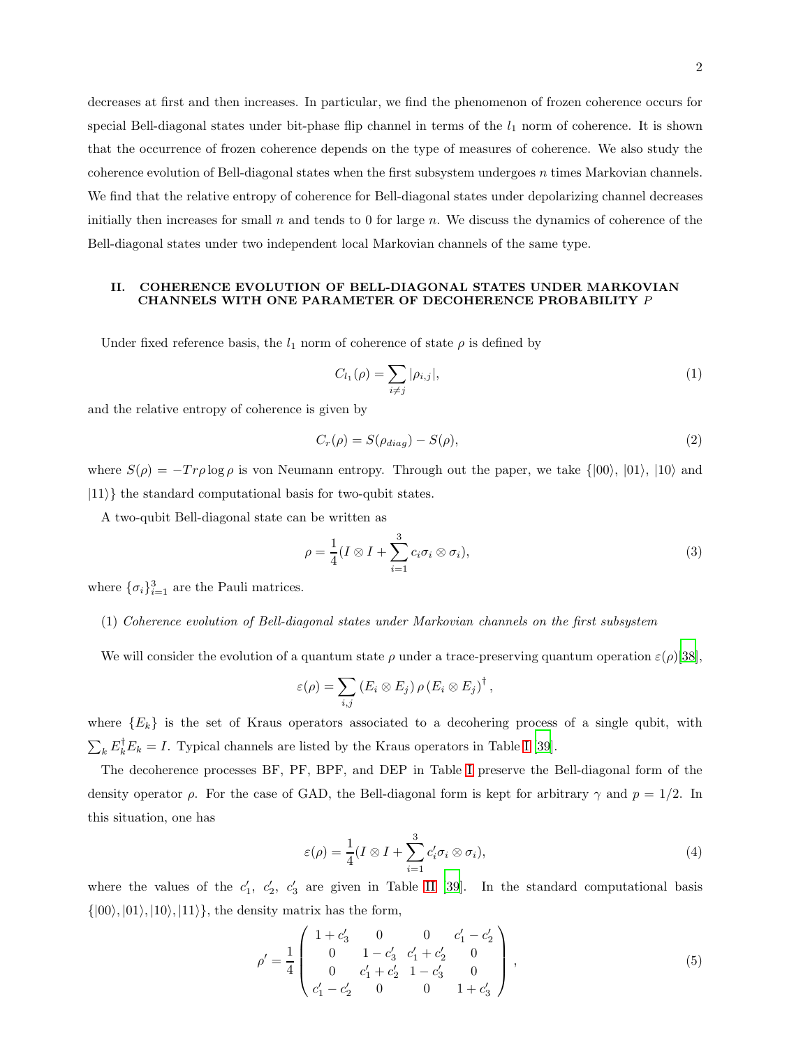decreases at first and then increases. In particular, we find the phenomenon of frozen coherence occurs for special Bell-diagonal states under bit-phase flip channel in terms of the $l_1$ norm of coherence. It is shown that the occurrence of frozen coherence depends on the type of measures of coherence. We also study the coherence evolution of Bell-diagonal states when the first subsystem undergoes $n$ times Markovian channels. We find that the relative entropy of coherence for Bell-diagonal states under depolarizing channel decreases initially then increases for small $n$ and tends to 0 for large $n$. We discuss the dynamics of coherence of the Bell-diagonal states under two independent local Markovian channels of the same type.

## II. COHERENCE EVOLUTION OF BELL-DIAGONAL STATES UNDER MARKOVIAN CHANNELS WITH ONE PARAMETER OF DECOHERENCE PROBABILITY $P$

Under fixed reference basis, the $l_1$ norm of coherence of state $\rho$ is defined by

$$C_{l_1}(\rho) = \sum_{i\neq j} |\rho_{i,j}|, \tag{1}$$

and the relative entropy of coherence is given by

$$C_r(\rho) = S(\rho_{diag}) - S(\rho), \tag{2}$$

where $S(\rho) = -Tr\rho\log\rho$ is von Neumann entropy. Through out the paper, we take $\{|00\rangle, |01\rangle, |10\rangle$ and $|11\rangle\}$ the standard computational basis for two-qubit states.

A two-qubit Bell-diagonal state can be written as

$$\rho = \frac{1}{4}(I\otimes I + \sum_{i=1}^{3} c_i \sigma_i \otimes \sigma_i), \tag{3}$$

where $\{\sigma_i\}_{i=1}^3$ are the Pauli matrices.

(1) *Coherence evolution of Bell-diagonal states under Markovian channels on the first subsystem*

We will consider the evolution of a quantum state $\rho$ under a trace-preserving quantum operation $\varepsilon(\rho)$[38],

$$\varepsilon(\rho) = \sum_{i,j} (E_i \otimes E_j)\, \rho\, (E_i \otimes E_j)^{\dagger},$$

where $\{E_k\}$ is the set of Kraus operators associated to a decohering process of a single qubit, with $\sum_k E_k^{\dagger} E_k = I$. Typical channels are listed by the Kraus operators in Table I [39].

The decoherence processes BF, PF, BPF, and DEP in Table I preserve the Bell-diagonal form of the density operator $\rho$. For the case of GAD, the Bell-diagonal form is kept for arbitrary $\gamma$ and $p = 1/2$. In this situation, one has

$$\varepsilon(\rho) = \frac{1}{4}(I\otimes I + \sum_{i=1}^{3} c_i' \sigma_i \otimes \sigma_i), \tag{4}$$

where the values of the $c_1'$, $c_2'$, $c_3'$ are given in Table II [39]. In the standard computational basis $\{|00\rangle, |01\rangle, |10\rangle, |11\rangle\}$, the density matrix has the form,

$$\rho' = \frac{1}{4}\begin{pmatrix} 1+c_3' & 0 & 0 & c_1'-c_2' \\ 0 & 1-c_3' & c_1'+c_2' & 0 \\ 0 & c_1'+c_2' & 1-c_3' & 0 \\ c_1'-c_2' & 0 & 0 & 1+c_3' \end{pmatrix}, \tag{5}$$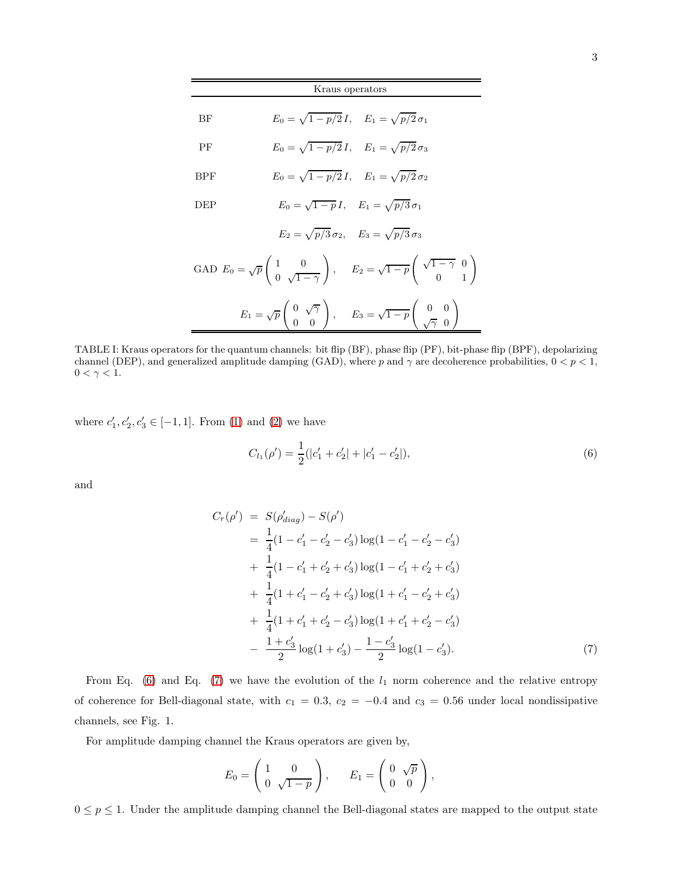| | Kraus operators |
|---|---|
| BF | $E_0 = \sqrt{1-p/2}\, I, \quad E_1 = \sqrt{p/2}\, \sigma_1$ |
| PF | $E_0 = \sqrt{1-p/2}\, I, \quad E_1 = \sqrt{p/2}\, \sigma_3$ |
| BPF | $E_0 = \sqrt{1-p/2}\, I, \quad E_1 = \sqrt{p/2}\, \sigma_2$ |
| DEP | $E_0 = \sqrt{1-p}\, I, \quad E_1 = \sqrt{p/3}\, \sigma_1$ |
| | $E_2 = \sqrt{p/3}\, \sigma_2, \quad E_3 = \sqrt{p/3}\, \sigma_3$ |
| GAD | $E_0 = \sqrt{p}\begin{pmatrix} 1 & 0 \\ 0 & \sqrt{1-\gamma} \end{pmatrix}, \quad E_2 = \sqrt{1-p}\begin{pmatrix} \sqrt{1-\gamma} & 0 \\ 0 & 1 \end{pmatrix}$ |
| | $E_1 = \sqrt{p}\begin{pmatrix} 0 & \sqrt{\gamma} \\ 0 & 0 \end{pmatrix}, \quad E_3 = \sqrt{1-p}\begin{pmatrix} 0 & 0 \\ \sqrt{\gamma} & 0 \end{pmatrix}$ |

TABLE I: Kraus operators for the quantum channels: bit flip (BF), phase flip (PF), bit-phase flip (BPF), depolarizing channel (DEP), and generalized amplitude damping (GAD), where $p$ and $\gamma$ are decoherence probabilities, $0 < p < 1$, $0 < \gamma < 1$.

where $c_1', c_2', c_3' \in [-1, 1]$. From (1) and (2) we have

$$C_{l_1}(\rho') = \frac{1}{2}(|c_1' + c_2'| + |c_1' - c_2'|), \tag{6}$$

and

$$\begin{aligned}
C_r(\rho') &= S(\rho'_{diag}) - S(\rho') \\
&= \frac{1}{4}(1 - c_1' - c_2' - c_3')\log(1 - c_1' - c_2' - c_3') \\
&+ \frac{1}{4}(1 - c_1' + c_2' + c_3')\log(1 - c_1' + c_2' + c_3') \\
&+ \frac{1}{4}(1 + c_1' - c_2' + c_3')\log(1 + c_1' - c_2' + c_3') \\
&+ \frac{1}{4}(1 + c_1' + c_2' - c_3')\log(1 + c_1' + c_2' - c_3') \\
&- \frac{1 + c_3'}{2}\log(1 + c_3') - \frac{1 - c_3'}{2}\log(1 - c_3').
\end{aligned} \tag{7}$$

From Eq. (6) and Eq. (7) we have the evolution of the $l_1$ norm coherence and the relative entropy of coherence for Bell-diagonal state, with $c_1 = 0.3$, $c_2 = -0.4$ and $c_3 = 0.56$ under local nondissipative channels, see Fig. 1.

For amplitude damping channel the Kraus operators are given by,

$$E_0 = \begin{pmatrix} 1 & 0 \\ 0 & \sqrt{1-p} \end{pmatrix}, \qquad E_1 = \begin{pmatrix} 0 & \sqrt{p} \\ 0 & 0 \end{pmatrix},$$

$0 \le p \le 1$. Under the amplitude damping channel the Bell-diagonal states are mapped to the output state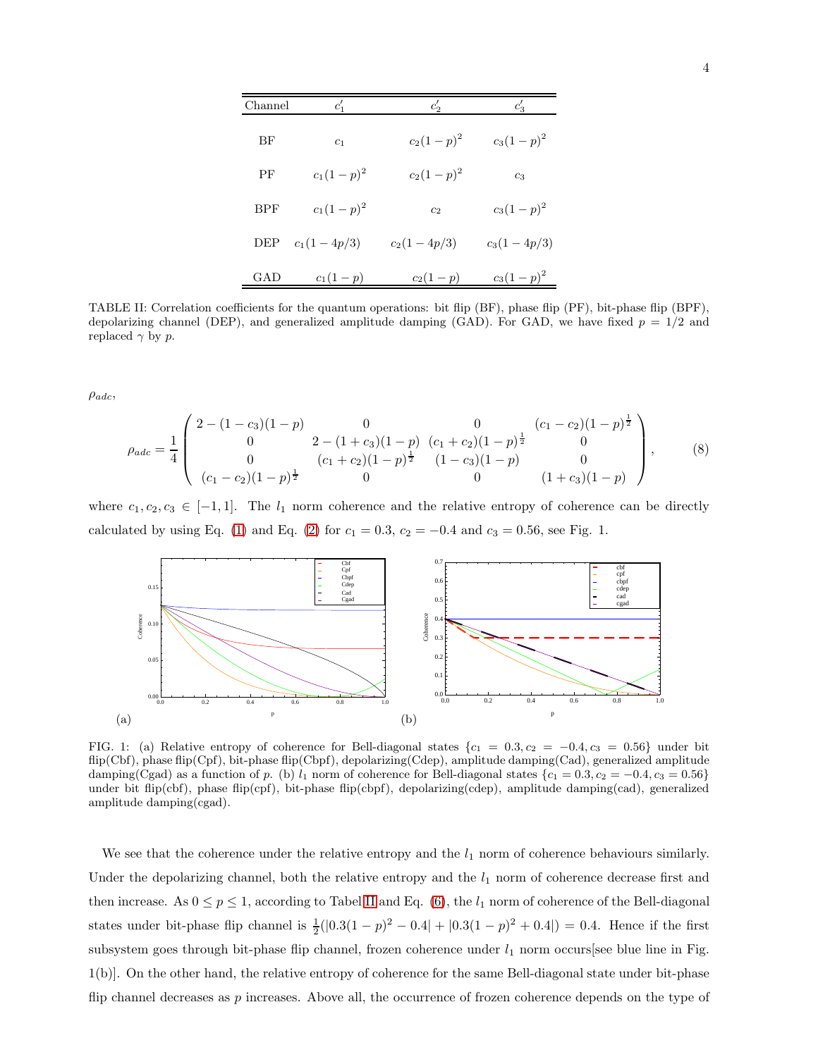| Channel | $c_1'$ | $c_2'$ | $c_3'$ |
| --- | --- | --- | --- |
| BF | $c_1$ | $c_2(1-p)^2$ | $c_3(1-p)^2$ |
| PF | $c_1(1-p)^2$ | $c_2(1-p)^2$ | $c_3$ |
| BPF | $c_1(1-p)^2$ | $c_2$ | $c_3(1-p)^2$ |
| DEP | $c_1(1-4p/3)$ | $c_2(1-4p/3)$ | $c_3(1-4p/3)$ |
| GAD | $c_1(1-p)$ | $c_2(1-p)$ | $c_3(1-p)^2$ |

TABLE II: Correlation coefficients for the quantum operations: bit flip (BF), phase flip (PF), bit-phase flip (BPF), depolarizing channel (DEP), and generalized amplitude damping (GAD). For GAD, we have fixed $p = 1/2$ and replaced $\gamma$ by $p$.

$\rho_{adc}$,

$$\rho_{adc} = \frac{1}{4}\begin{pmatrix} 2-(1-c_3)(1-p) & 0 & 0 & (c_1-c_2)(1-p)^{\frac{1}{2}} \\ 0 & 2-(1+c_3)(1-p) & (c_1+c_2)(1-p)^{\frac{1}{2}} & 0 \\ 0 & (c_1+c_2)(1-p)^{\frac{1}{2}} & (1-c_3)(1-p) & 0 \\ (c_1-c_2)(1-p)^{\frac{1}{2}} & 0 & 0 & (1+c_3)(1-p) \end{pmatrix}, \tag{8}$$

where $c_1, c_2, c_3 \in [-1, 1]$. The $l_1$ norm coherence and the relative entropy of coherence can be directly calculated by using Eq. (1) and Eq. (2) for $c_1 = 0.3$, $c_2 = -0.4$ and $c_3 = 0.56$, see Fig. 1.

(a)

Coherence

p

Cbf
Cpf
Cbpf
Cdep
Cad
Cgad

0.00
0.05
0.10
0.15

0.0
0.2
0.4
0.6
0.8
1.0

(b)

Coherence

p

cbf
cpf
cbpf
cdep
cad
cgad

0.0
0.1
0.2
0.3
0.4
0.5
0.6
0.7

0.0
0.2
0.4
0.6
0.8
1.0

FIG. 1: (a) Relative entropy of coherence for Bell-diagonal states $\{c_1 = 0.3, c_2 = -0.4, c_3 = 0.56\}$ under bit flip(Cbf), phase flip(Cpf), bit-phase flip(Cbpf), depolarizing(Cdep), amplitude damping(Cad), generalized amplitude damping(Cgad) as a function of $p$. (b) $l_1$ norm of coherence for Bell-diagonal states $\{c_1 = 0.3, c_2 = -0.4, c_3 = 0.56\}$ under bit flip(cbf), phase flip(cpf), bit-phase flip(cbpf), depolarizing(cdep), amplitude damping(cad), generalized amplitude damping(cgad).

We see that the coherence under the relative entropy and the $l_1$ norm of coherence behaviours similarly. Under the depolarizing channel, both the relative entropy and the $l_1$ norm of coherence decrease first and then increase. As $0 \leq p \leq 1$, according to Tabel II and Eq. (6), the $l_1$ norm of coherence of the Bell-diagonal states under bit-phase flip channel is $\frac{1}{2}(|0.3(1-p)^2 - 0.4| + |0.3(1-p)^2 + 0.4|) = 0.4$. Hence if the first subsystem goes through bit-phase flip channel, frozen coherence under $l_1$ norm occurs[see blue line in Fig. 1(b)]. On the other hand, the relative entropy of coherence for the same Bell-diagonal state under bit-phase flip channel decreases as $p$ increases. Above all, the occurrence of frozen coherence depends on the type of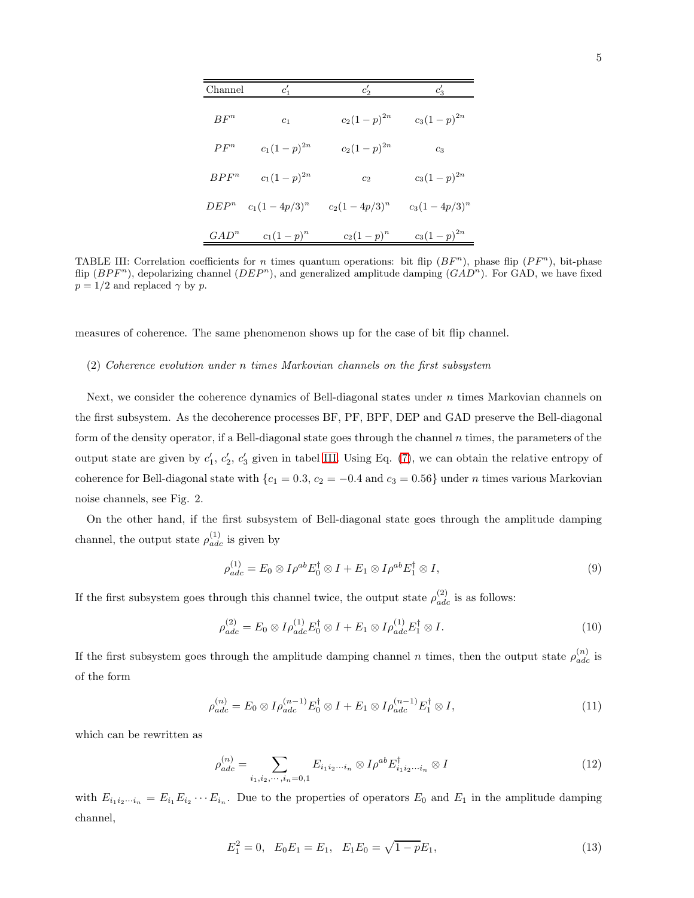| Channel | $c_1'$ | $c_2'$ | $c_3'$ |
|---|---|---|---|
| $BF^n$ | $c_1$ | $c_2(1-p)^{2n}$ | $c_3(1-p)^{2n}$ |
| $PF^n$ | $c_1(1-p)^{2n}$ | $c_2(1-p)^{2n}$ | $c_3$ |
| $BPF^n$ | $c_1(1-p)^{2n}$ | $c_2$ | $c_3(1-p)^{2n}$ |
| $DEP^n$ | $c_1(1-4p/3)^n$ | $c_2(1-4p/3)^n$ | $c_3(1-4p/3)^n$ |
| $GAD^n$ | $c_1(1-p)^n$ | $c_2(1-p)^n$ | $c_3(1-p)^{2n}$ |

TABLE III: Correlation coefficients for $n$ times quantum operations: bit flip ($BF^n$), phase flip ($PF^n$), bit-phase flip ($BPF^n$), depolarizing channel ($DEP^n$), and generalized amplitude damping ($GAD^n$). For GAD, we have fixed $p = 1/2$ and replaced $\gamma$ by $p$.

measures of coherence. The same phenomenon shows up for the case of bit flip channel.

(2) *Coherence evolution under n times Markovian channels on the first subsystem*

Next, we consider the coherence dynamics of Bell-diagonal states under $n$ times Markovian channels on the first subsystem. As the decoherence processes BF, PF, BPF, DEP and GAD preserve the Bell-diagonal form of the density operator, if a Bell-diagonal state goes through the channel $n$ times, the parameters of the output state are given by $c_1'$, $c_2'$, $c_3'$ given in tabel III. Using Eq. (7), we can obtain the relative entropy of coherence for Bell-diagonal state with $\{c_1 = 0.3,\ c_2 = -0.4$ and $c_3 = 0.56\}$ under $n$ times various Markovian noise channels, see Fig. 2.

On the other hand, if the first subsystem of Bell-diagonal state goes through the amplitude damping channel, the output state $\rho_{adc}^{(1)}$ is given by

$$\rho_{adc}^{(1)} = E_0 \otimes I \rho^{ab} E_0^\dagger \otimes I + E_1 \otimes I \rho^{ab} E_1^\dagger \otimes I, \tag{9}$$

If the first subsystem goes through this channel twice, the output state $\rho_{adc}^{(2)}$ is as follows:

$$\rho_{adc}^{(2)} = E_0 \otimes I \rho_{adc}^{(1)} E_0^\dagger \otimes I + E_1 \otimes I \rho_{adc}^{(1)} E_1^\dagger \otimes I. \tag{10}$$

If the first subsystem goes through the amplitude damping channel $n$ times, then the output state $\rho_{adc}^{(n)}$ is of the form

$$\rho_{adc}^{(n)} = E_0 \otimes I \rho_{adc}^{(n-1)} E_0^\dagger \otimes I + E_1 \otimes I \rho_{adc}^{(n-1)} E_1^\dagger \otimes I, \tag{11}$$

which can be rewritten as

$$\rho_{adc}^{(n)} = \sum_{i_1, i_2, \cdots, i_n = 0,1} E_{i_1 i_2 \cdots i_n} \otimes I \rho^{ab} E_{i_1 i_2 \cdots i_n}^\dagger \otimes I \tag{12}$$

with $E_{i_1 i_2 \cdots i_n} = E_{i_1} E_{i_2} \cdots E_{i_n}$. Due to the properties of operators $E_0$ and $E_1$ in the amplitude damping channel,

$$E_1^2 = 0, \quad E_0 E_1 = E_1, \quad E_1 E_0 = \sqrt{1-p} E_1, \tag{13}$$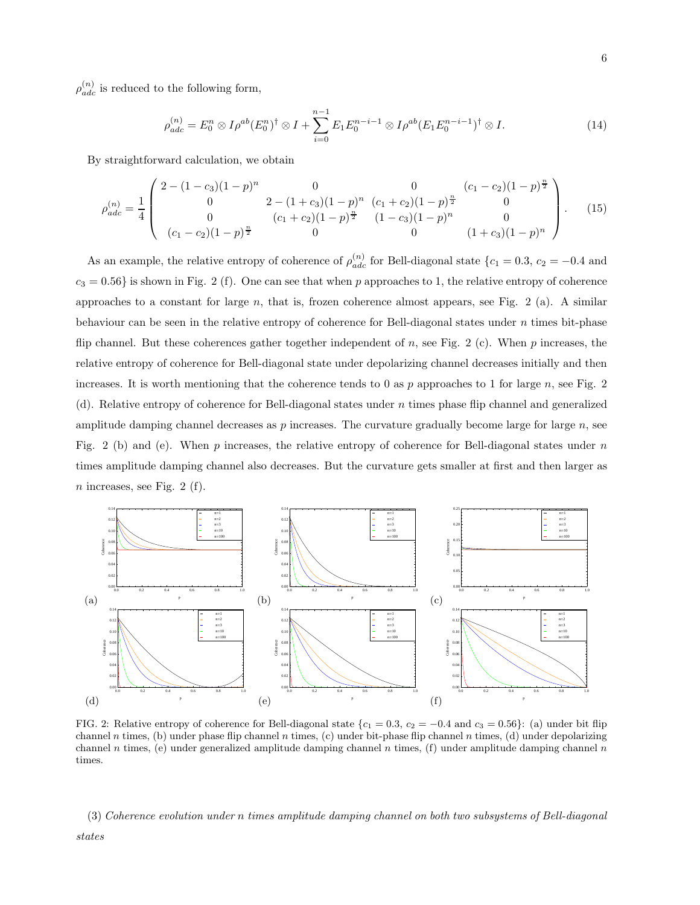$\rho_{adc}^{(n)}$ is reduced to the following form,

$$\rho_{adc}^{(n)} = E_0^n \otimes I \rho^{ab} (E_0^n)^\dagger \otimes I + \sum_{i=0}^{n-1} E_1 E_0^{n-i-1} \otimes I \rho^{ab} (E_1 E_0^{n-i-1})^\dagger \otimes I. \tag{14}$$

By straightforward calculation, we obtain

$$\rho_{adc}^{(n)} = \frac{1}{4} \begin{pmatrix} 2-(1-c_3)(1-p)^n & 0 & 0 & (c_1-c_2)(1-p)^{\frac{n}{2}} \\ 0 & 2-(1+c_3)(1-p)^n & (c_1+c_2)(1-p)^{\frac{n}{2}} & 0 \\ 0 & (c_1+c_2)(1-p)^{\frac{n}{2}} & (1-c_3)(1-p)^n & 0 \\ (c_1-c_2)(1-p)^{\frac{n}{2}} & 0 & 0 & (1+c_3)(1-p)^n \end{pmatrix}. \tag{15}$$

As an example, the relative entropy of coherence of $\rho_{adc}^{(n)}$ for Bell-diagonal state $\{c_1 = 0.3$, $c_2 = -0.4$ and $c_3 = 0.56\}$ is shown in Fig. 2 (f). One can see that when $p$ approaches to 1, the relative entropy of coherence approaches to a constant for large $n$, that is, frozen coherence almost appears, see Fig. 2 (a). A similar behaviour can be seen in the relative entropy of coherence for Bell-diagonal states under $n$ times bit-phase flip channel. But these coherences gather together independent of $n$, see Fig. 2 (c). When $p$ increases, the relative entropy of coherence for Bell-diagonal state under depolarizing channel decreases initially and then increases. It is worth mentioning that the coherence tends to 0 as $p$ approaches to 1 for large $n$, see Fig. 2 (d). Relative entropy of coherence for Bell-diagonal states under $n$ times phase flip channel and generalized amplitude damping channel decreases as $p$ increases. The curvature gradually become large for large $n$, see Fig. 2 (b) and (e). When $p$ increases, the relative entropy of coherence for Bell-diagonal states under $n$ times amplitude damping channel also decreases. But the curvature gets smaller at first and then larger as $n$ increases, see Fig. 2 (f).

FIG. 2: Relative entropy of coherence for Bell-diagonal state $\{c_1 = 0.3$, $c_2 = -0.4$ and $c_3 = 0.56\}$: (a) under bit flip channel $n$ times, (b) under phase flip channel $n$ times, (c) under bit-phase flip channel $n$ times, (d) under depolarizing channel $n$ times, (e) under generalized amplitude damping channel $n$ times, (f) under amplitude damping channel $n$ times.

(3) *Coherence evolution under n times amplitude damping channel on both two subsystems of Bell-diagonal states*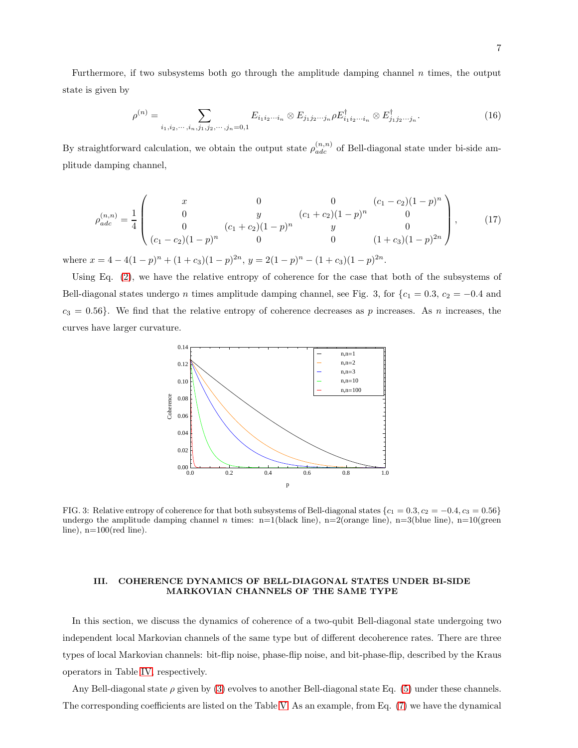Furthermore, if two subsystems both go through the amplitude damping channel $n$ times, the output state is given by

$$\rho^{(n)} = \sum_{i_1,i_2,\cdots,i_n,j_1,j_2,\cdots,j_n=0,1} E_{i_1 i_2 \cdots i_n} \otimes E_{j_1 j_2 \cdots j_n} \rho E^{\dagger}_{i_1 i_2 \cdots i_n} \otimes E^{\dagger}_{j_1 j_2 \cdots j_n}. \tag{16}$$

By straightforward calculation, we obtain the output state $\rho^{(n,n)}_{adc}$ of Bell-diagonal state under bi-side amplitude damping channel,

$$\rho^{(n,n)}_{adc} = \frac{1}{4} \begin{pmatrix} x & 0 & 0 & (c_1 - c_2)(1-p)^n \\ 0 & y & (c_1 + c_2)(1-p)^n & 0 \\ 0 & (c_1 + c_2)(1-p)^n & y & 0 \\ (c_1 - c_2)(1-p)^n & 0 & 0 & (1+c_3)(1-p)^{2n} \end{pmatrix}, \tag{17}$$

where $x = 4 - 4(1-p)^n + (1+c_3)(1-p)^{2n}$, $y = 2(1-p)^n - (1+c_3)(1-p)^{2n}$.

Using Eq. (2), we have the relative entropy of coherence for the case that both of the subsystems of Bell-diagonal states undergo $n$ times amplitude damping channel, see Fig. 3, for $\{c_1 = 0.3$, $c_2 = -0.4$ and $c_3 = 0.56\}$. We find that the relative entropy of coherence decreases as $p$ increases. As $n$ increases, the curves have larger curvature.

Coherence
p
n,n=1
n,n=2
n,n=3
n,n=10
n,n=100
0.00
0.02
0.04
0.06
0.08
0.10
0.12
0.14
0.0
0.2
0.4
0.6
0.8
1.0

FIG. 3: Relative entropy of coherence for that both subsystems of Bell-diagonal states $\{c_1 = 0.3, c_2 = -0.4, c_3 = 0.56\}$ undergo the amplitude damping channel $n$ times: n=1(black line), n=2(orange line), n=3(blue line), n=10(green line), n=100(red line).

## III. COHERENCE DYNAMICS OF BELL-DIAGONAL STATES UNDER BI-SIDE MARKOVIAN CHANNELS OF THE SAME TYPE

In this section, we discuss the dynamics of coherence of a two-qubit Bell-diagonal state undergoing two independent local Markovian channels of the same type but of different decoherence rates. There are three types of local Markovian channels: bit-flip noise, phase-flip noise, and bit-phase-flip, described by the Kraus operators in Table IV, respectively.

Any Bell-diagonal state $\rho$ given by (3) evolves to another Bell-diagonal state Eq. (5) under these channels. The corresponding coefficients are listed on the Table V. As an example, from Eq. (7) we have the dynamical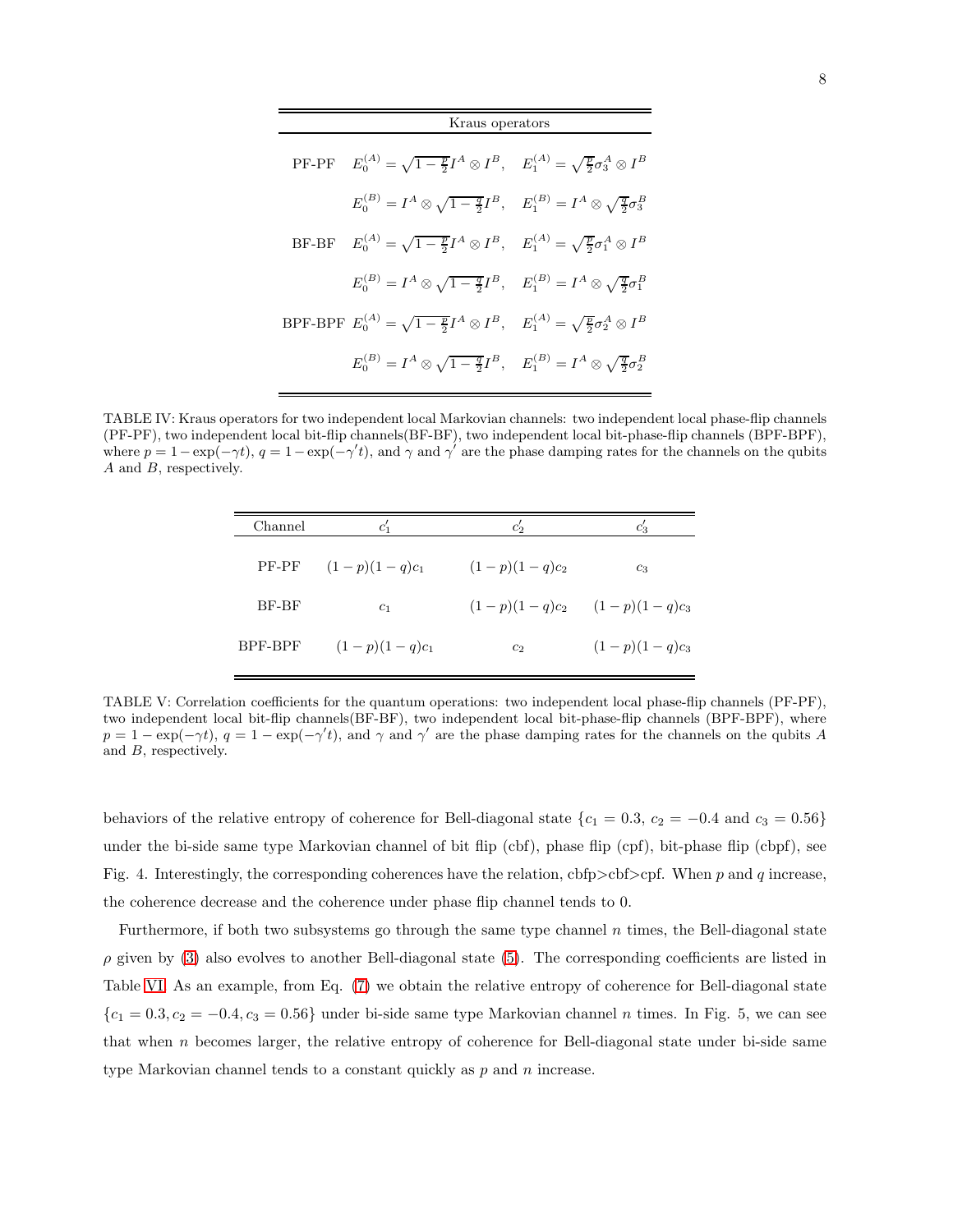| | Kraus operators | |
|---|---|---|
| PF-PF | $E_0^{(A)} = \sqrt{1-\frac{p}{2}} I^A \otimes I^B$, | $E_1^{(A)} = \sqrt{\frac{p}{2}} \sigma_3^A \otimes I^B$ |
| | $E_0^{(B)} = I^A \otimes \sqrt{1-\frac{q}{2}} I^B$, | $E_1^{(B)} = I^A \otimes \sqrt{\frac{q}{2}} \sigma_3^B$ |
| BF-BF | $E_0^{(A)} = \sqrt{1-\frac{p}{2}} I^A \otimes I^B$, | $E_1^{(A)} = \sqrt{\frac{p}{2}} \sigma_1^A \otimes I^B$ |
| | $E_0^{(B)} = I^A \otimes \sqrt{1-\frac{q}{2}} I^B$, | $E_1^{(B)} = I^A \otimes \sqrt{\frac{q}{2}} \sigma_1^B$ |
| BPF-BPF | $E_0^{(A)} = \sqrt{1-\frac{p}{2}} I^A \otimes I^B$, | $E_1^{(A)} = \sqrt{\frac{p}{2}} \sigma_2^A \otimes I^B$ |
| | $E_0^{(B)} = I^A \otimes \sqrt{1-\frac{q}{2}} I^B$, | $E_1^{(B)} = I^A \otimes \sqrt{\frac{q}{2}} \sigma_2^B$ |

TABLE IV: Kraus operators for two independent local Markovian channels: two independent local phase-flip channels (PF-PF), two independent local bit-flip channels(BF-BF), two independent local bit-phase-flip channels (BPF-BPF), where $p = 1 - \exp(-\gamma t)$, $q = 1 - \exp(-\gamma' t)$, and $\gamma$ and $\gamma'$ are the phase damping rates for the channels on the qubits $A$ and $B$, respectively.

| Channel | $c_1'$ | $c_2'$ | $c_3'$ |
|---|---|---|---|
| PF-PF | $(1-p)(1-q)c_1$ | $(1-p)(1-q)c_2$ | $c_3$ |
| BF-BF | $c_1$ | $(1-p)(1-q)c_2$ | $(1-p)(1-q)c_3$ |
| BPF-BPF | $(1-p)(1-q)c_1$ | $c_2$ | $(1-p)(1-q)c_3$ |

TABLE V: Correlation coefficients for the quantum operations: two independent local phase-flip channels (PF-PF), two independent local bit-flip channels(BF-BF), two independent local bit-phase-flip channels (BPF-BPF), where $p = 1 - \exp(-\gamma t)$, $q = 1 - \exp(-\gamma' t)$, and $\gamma$ and $\gamma'$ are the phase damping rates for the channels on the qubits $A$ and $B$, respectively.

behaviors of the relative entropy of coherence for Bell-diagonal state $\{c_1 = 0.3,\ c_2 = -0.4 \text{ and } c_3 = 0.56\}$ under the bi-side same type Markovian channel of bit flip (cbf), phase flip (cpf), bit-phase flip (cbpf), see Fig. 4. Interestingly, the corresponding coherences have the relation, cbfp>cbf>cpf. When $p$ and $q$ increase, the coherence decrease and the coherence under phase flip channel tends to 0.

Furthermore, if both two subsystems go through the same type channel $n$ times, the Bell-diagonal state $\rho$ given by (3) also evolves to another Bell-diagonal state (5). The corresponding coefficients are listed in Table VI. As an example, from Eq. (7) we obtain the relative entropy of coherence for Bell-diagonal state $\{c_1 = 0.3, c_2 = -0.4, c_3 = 0.56\}$ under bi-side same type Markovian channel $n$ times. In Fig. 5, we can see that when $n$ becomes larger, the relative entropy of coherence for Bell-diagonal state under bi-side same type Markovian channel tends to a constant quickly as $p$ and $n$ increase.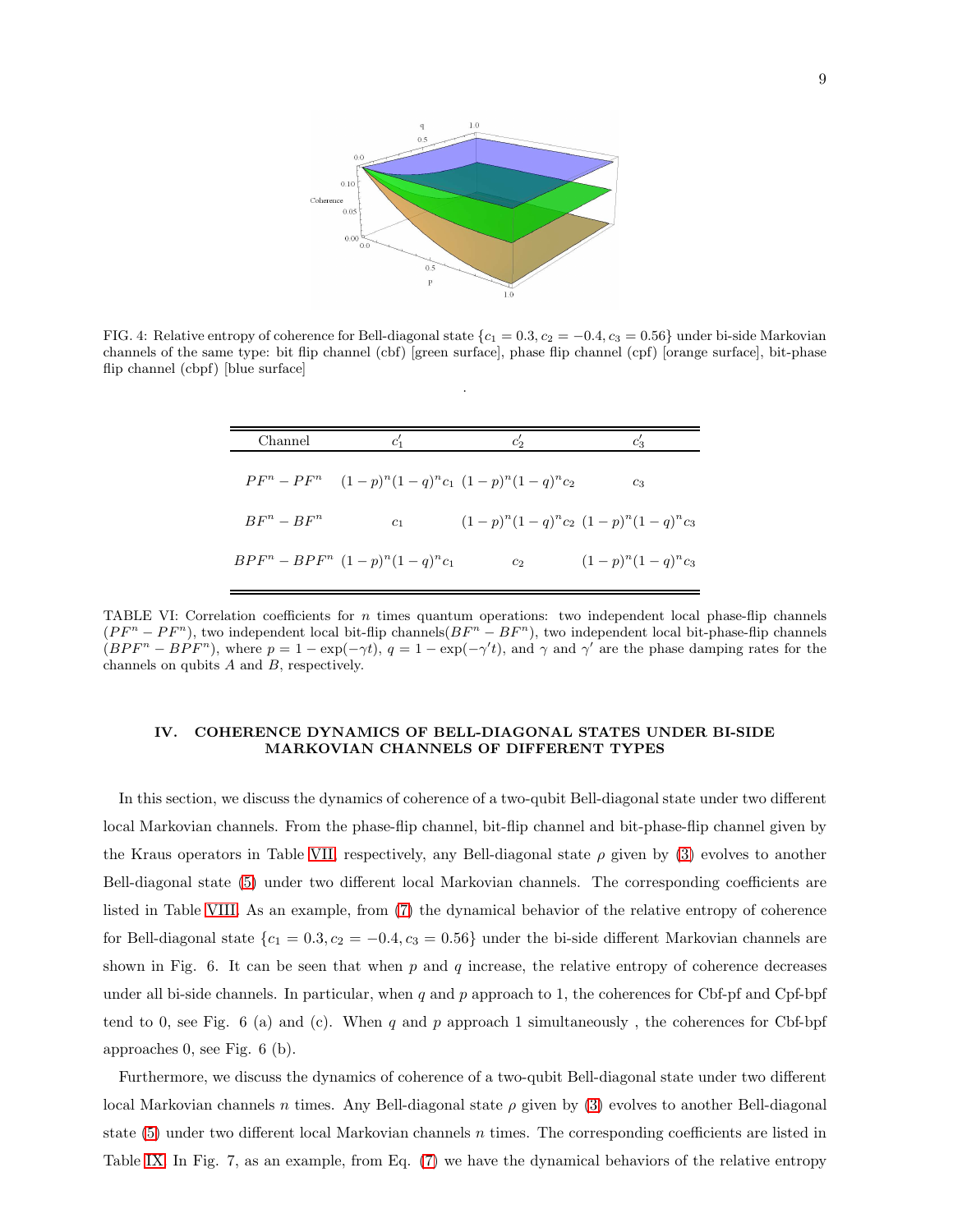q
1.0
0.5
0.0
0.10
Coherence
0.05
0.00
0.0
0.5
p
1.0

FIG. 4: Relative entropy of coherence for Bell-diagonal state $\{c_1 = 0.3, c_2 = -0.4, c_3 = 0.56\}$ under bi-side Markovian channels of the same type: bit flip channel (cbf) [green surface], phase flip channel (cpf) [orange surface], bit-phase flip channel (cbpf) [blue surface]

| Channel | $c_1'$ | $c_2'$ | $c_3'$ |
|---|---|---|---|
| $PF^n - PF^n$ | $(1-p)^n(1-q)^n c_1$ | $(1-p)^n(1-q)^n c_2$ | $c_3$ |
| $BF^n - BF^n$ | $c_1$ | $(1-p)^n(1-q)^n c_2$ | $(1-p)^n(1-q)^n c_3$ |
| $BPF^n - BPF^n$ | $(1-p)^n(1-q)^n c_1$ | $c_2$ | $(1-p)^n(1-q)^n c_3$ |

TABLE VI: Correlation coefficients for $n$ times quantum operations: two independent local phase-flip channels ($PF^n - PF^n$), two independent local bit-flip channels($BF^n - BF^n$), two independent local bit-phase-flip channels ($BPF^n - BPF^n$), where $p = 1 - \exp(-\gamma t)$, $q = 1 - \exp(-\gamma' t)$, and $\gamma$ and $\gamma'$ are the phase damping rates for the channels on qubits $A$ and $B$, respectively.

## IV. COHERENCE DYNAMICS OF BELL-DIAGONAL STATES UNDER BI-SIDE MARKOVIAN CHANNELS OF DIFFERENT TYPES

In this section, we discuss the dynamics of coherence of a two-qubit Bell-diagonal state under two different local Markovian channels. From the phase-flip channel, bit-flip channel and bit-phase-flip channel given by the Kraus operators in Table VII, respectively, any Bell-diagonal state $\rho$ given by (3) evolves to another Bell-diagonal state (5) under two different local Markovian channels. The corresponding coefficients are listed in Table VIII. As an example, from (7) the dynamical behavior of the relative entropy of coherence for Bell-diagonal state $\{c_1 = 0.3, c_2 = -0.4, c_3 = 0.56\}$ under the bi-side different Markovian channels are shown in Fig. 6. It can be seen that when $p$ and $q$ increase, the relative entropy of coherence decreases under all bi-side channels. In particular, when $q$ and $p$ approach to 1, the coherences for Cbf-pf and Cpf-bpf tend to 0, see Fig. 6 (a) and (c). When $q$ and $p$ approach 1 simultaneously , the coherences for Cbf-bpf approaches 0, see Fig. 6 (b).

Furthermore, we discuss the dynamics of coherence of a two-qubit Bell-diagonal state under two different local Markovian channels $n$ times. Any Bell-diagonal state $\rho$ given by (3) evolves to another Bell-diagonal state (5) under two different local Markovian channels $n$ times. The corresponding coefficients are listed in Table IX. In Fig. 7, as an example, from Eq. (7) we have the dynamical behaviors of the relative entropy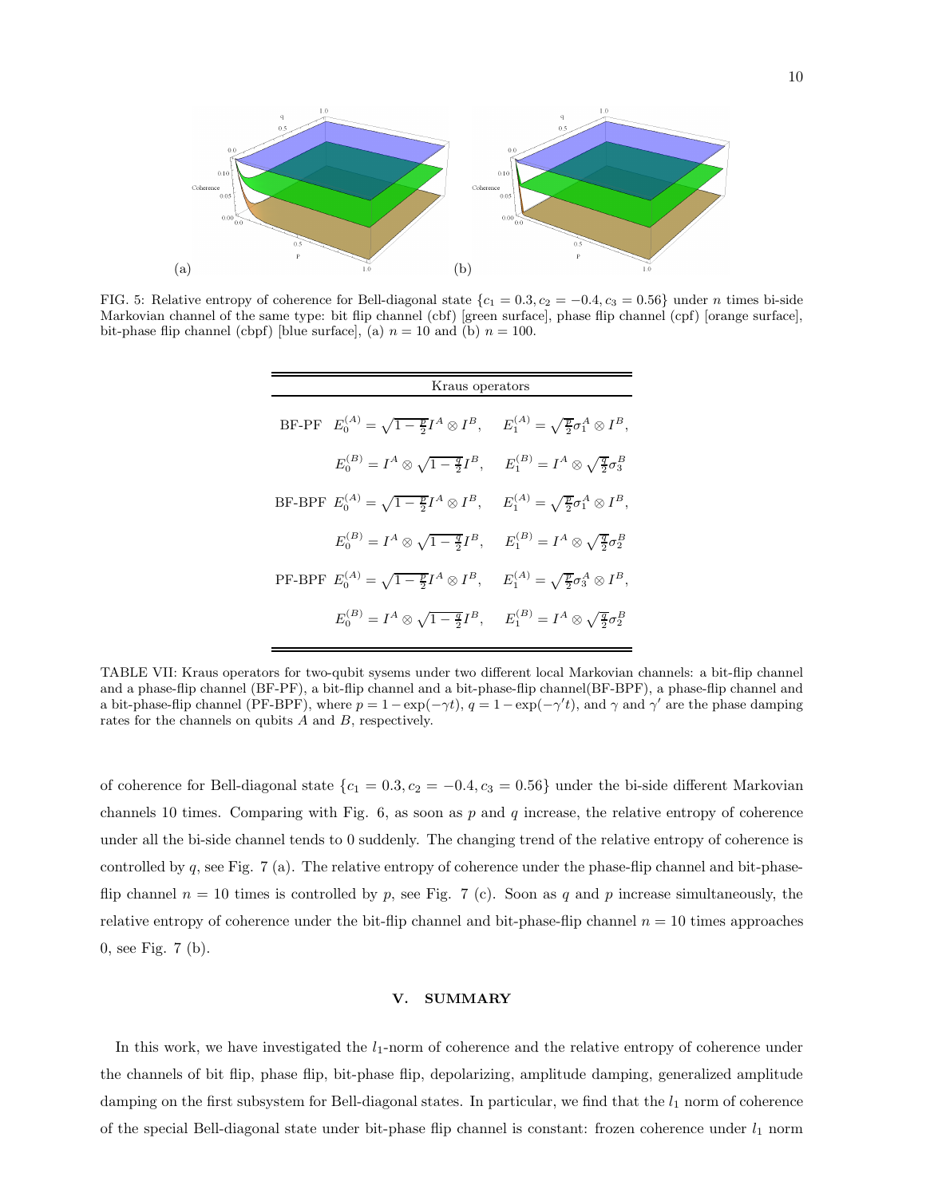(a)

q
1.0
0.5
0.0
0.10
Coherence
0.05
0.00
0.0
0.5
p
1.0

(b)

q
1.0
0.5
0.0
0.10
Coherence
0.05
0.00
0.0
0.5
p
1.0

FIG. 5: Relative entropy of coherence for Bell-diagonal state $\{c_1 = 0.3, c_2 = -0.4, c_3 = 0.56\}$ under $n$ times bi-side Markovian channel of the same type: bit flip channel (cbf) [green surface], phase flip channel (cpf) [orange surface], bit-phase flip channel (cbpf) [blue surface], (a) $n = 10$ and (b) $n = 100$.

| | Kraus operators | |
|---|---|---|
| BF-PF | $E_0^{(A)} = \sqrt{1-\frac{p}{2}} I^A \otimes I^B,$ | $E_1^{(A)} = \sqrt{\frac{p}{2}} \sigma_1^A \otimes I^B,$ |
| | $E_0^{(B)} = I^A \otimes \sqrt{1-\frac{q}{2}} I^B,$ | $E_1^{(B)} = I^A \otimes \sqrt{\frac{q}{2}} \sigma_3^B$ |
| BF-BPF | $E_0^{(A)} = \sqrt{1-\frac{p}{2}} I^A \otimes I^B,$ | $E_1^{(A)} = \sqrt{\frac{p}{2}} \sigma_1^A \otimes I^B,$ |
| | $E_0^{(B)} = I^A \otimes \sqrt{1-\frac{q}{2}} I^B,$ | $E_1^{(B)} = I^A \otimes \sqrt{\frac{q}{2}} \sigma_2^B$ |
| PF-BPF | $E_0^{(A)} = \sqrt{1-\frac{p}{2}} I^A \otimes I^B,$ | $E_1^{(A)} = \sqrt{\frac{p}{2}} \sigma_3^A \otimes I^B,$ |
| | $E_0^{(B)} = I^A \otimes \sqrt{1-\frac{q}{2}} I^B,$ | $E_1^{(B)} = I^A \otimes \sqrt{\frac{q}{2}} \sigma_2^B$ |

TABLE VII: Kraus operators for two-qubit sysems under two different local Markovian channels: a bit-flip channel and a phase-flip channel (BF-PF), a bit-flip channel and a bit-phase-flip channel(BF-BPF), a phase-flip channel and a bit-phase-flip channel (PF-BPF), where $p = 1 - \exp(-\gamma t)$, $q = 1 - \exp(-\gamma' t)$, and $\gamma$ and $\gamma'$ are the phase damping rates for the channels on qubits $A$ and $B$, respectively.

of coherence for Bell-diagonal state $\{c_1 = 0.3, c_2 = -0.4, c_3 = 0.56\}$ under the bi-side different Markovian channels 10 times. Comparing with Fig. 6, as soon as $p$ and $q$ increase, the relative entropy of coherence under all the bi-side channel tends to 0 suddenly. The changing trend of the relative entropy of coherence is controlled by $q$, see Fig. 7 (a). The relative entropy of coherence under the phase-flip channel and bit-phase-flip channel $n = 10$ times is controlled by $p$, see Fig. 7 (c). Soon as $q$ and $p$ increase simultaneously, the relative entropy of coherence under the bit-flip channel and bit-phase-flip channel $n = 10$ times approaches 0, see Fig. 7 (b).

## V. SUMMARY

In this work, we have investigated the $l_1$-norm of coherence and the relative entropy of coherence under the channels of bit flip, phase flip, bit-phase flip, depolarizing, amplitude damping, generalized amplitude damping on the first subsystem for Bell-diagonal states. In particular, we find that the $l_1$ norm of coherence of the special Bell-diagonal state under bit-phase flip channel is constant: frozen coherence under $l_1$ norm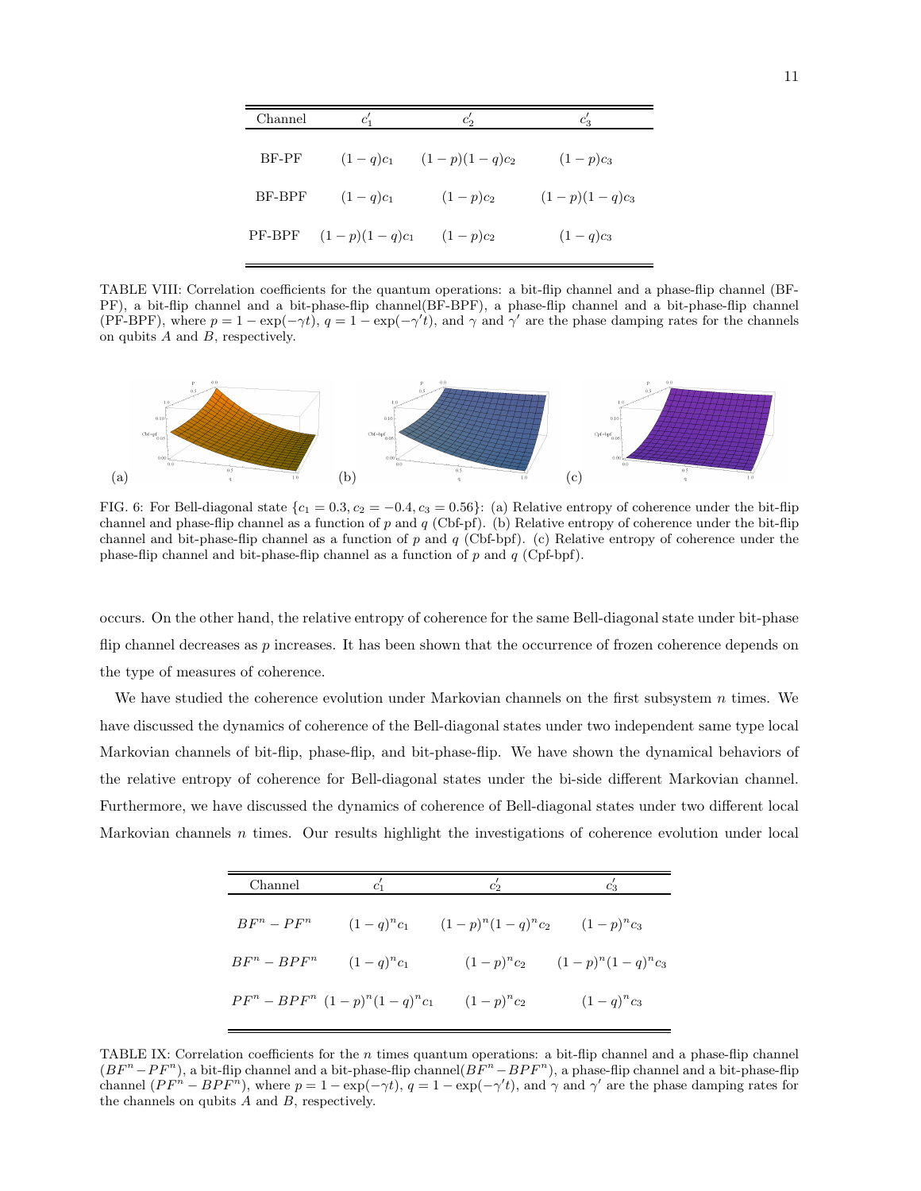| Channel | $c_1'$ | $c_2'$ | $c_3'$ |
|---|---|---|---|
| BF-PF | $(1-q)c_1$ | $(1-p)(1-q)c_2$ | $(1-p)c_3$ |
| BF-BPF | $(1-q)c_1$ | $(1-p)c_2$ | $(1-p)(1-q)c_3$ |
| PF-BPF | $(1-p)(1-q)c_1$ | $(1-p)c_2$ | $(1-q)c_3$ |

TABLE VIII: Correlation coefficients for the quantum operations: a bit-flip channel and a phase-flip channel (BF-PF), a bit-flip channel and a bit-phase-flip channel(BF-BPF), a phase-flip channel and a bit-phase-flip channel (PF-BPF), where $p = 1 - \exp(-\gamma t)$, $q = 1 - \exp(-\gamma' t)$, and $\gamma$ and $\gamma'$ are the phase damping rates for the channels on qubits $A$ and $B$, respectively.

(a)

p
0.0
0.5
1.0
0.10
Cbf-pf
0.05
0.00
0.0
0.5
q
1.0

(b)

p
0.0
0.5
1.0
0.10
Cbf-bpf
0.05
0.00
0.0
0.5
q
1.0

(c)

p
0.0
0.5
1.0
0.10
Cpf-bpf
0.05
0.00
0.0
0.5
q
1.0

FIG. 6: For Bell-diagonal state $\{c_1 = 0.3, c_2 = -0.4, c_3 = 0.56\}$: (a) Relative entropy of coherence under the bit-flip channel and phase-flip channel as a function of $p$ and $q$ (Cbf-pf). (b) Relative entropy of coherence under the bit-flip channel and bit-phase-flip channel as a function of $p$ and $q$ (Cbf-bpf). (c) Relative entropy of coherence under the phase-flip channel and bit-phase-flip channel as a function of $p$ and $q$ (Cpf-bpf).

occurs. On the other hand, the relative entropy of coherence for the same Bell-diagonal state under bit-phase flip channel decreases as $p$ increases. It has been shown that the occurrence of frozen coherence depends on the type of measures of coherence.

We have studied the coherence evolution under Markovian channels on the first subsystem $n$ times. We have discussed the dynamics of coherence of the Bell-diagonal states under two independent same type local Markovian channels of bit-flip, phase-flip, and bit-phase-flip. We have shown the dynamical behaviors of the relative entropy of coherence for Bell-diagonal states under the bi-side different Markovian channel. Furthermore, we have discussed the dynamics of coherence of Bell-diagonal states under two different local Markovian channels $n$ times. Our results highlight the investigations of coherence evolution under local

| Channel | $c_1'$ | $c_2'$ | $c_3'$ |
|---|---|---|---|
| $BF^n - PF^n$ | $(1-q)^n c_1$ | $(1-p)^n(1-q)^n c_2$ | $(1-p)^n c_3$ |
| $BF^n - BPF^n$ | $(1-q)^n c_1$ | $(1-p)^n c_2$ | $(1-p)^n(1-q)^n c_3$ |
| $PF^n - BPF^n$ | $(1-p)^n(1-q)^n c_1$ | $(1-p)^n c_2$ | $(1-q)^n c_3$ |

TABLE IX: Correlation coefficients for the $n$ times quantum operations: a bit-flip channel and a phase-flip channel ($BF^n - PF^n$), a bit-flip channel and a bit-phase-flip channel($BF^n - BPF^n$), a phase-flip channel and a bit-phase-flip channel ($PF^n - BPF^n$), where $p = 1 - \exp(-\gamma t)$, $q = 1 - \exp(-\gamma' t)$, and $\gamma$ and $\gamma'$ are the phase damping rates for the channels on qubits $A$ and $B$, respectively.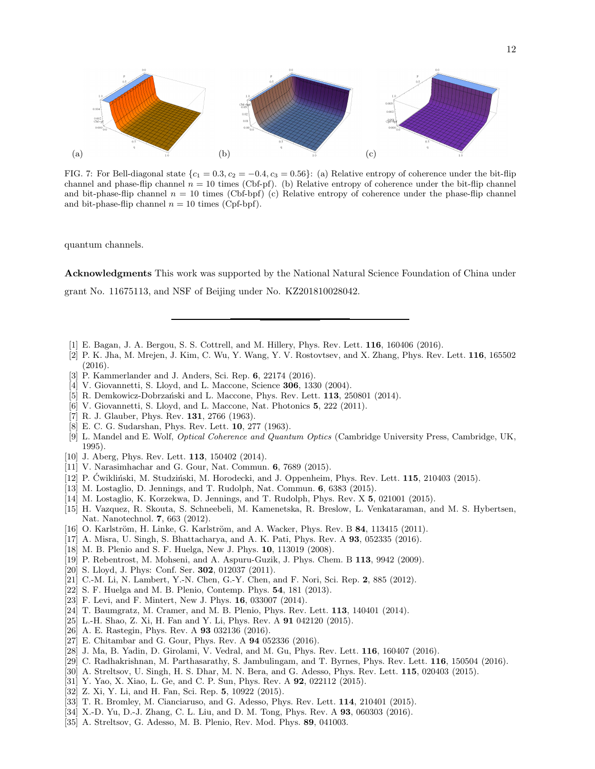(a)

(b)

(c)

FIG. 7: For Bell-diagonal state $\{c_1 = 0.3, c_2 = -0.4, c_3 = 0.56\}$: (a) Relative entropy of coherence under the bit-flip channel and phase-flip channel $n = 10$ times (Cbf-pf). (b) Relative entropy of coherence under the bit-flip channel and bit-phase-flip channel $n = 10$ times (Cbf-bpf) (c) Relative entropy of coherence under the phase-flip channel and bit-phase-flip channel $n = 10$ times (Cpf-bpf).

quantum channels.

**Acknowledgments** This work was supported by the National Natural Science Foundation of China under grant No. 11675113, and NSF of Beijing under No. KZ201810028042.

---

[1] E. Bagan, J. A. Bergou, S. S. Cottrell, and M. Hillery, Phys. Rev. Lett. **116**, 160406 (2016).
[2] P. K. Jha, M. Mrejen, J. Kim, C. Wu, Y. Wang, Y. V. Rostovtsev, and X. Zhang, Phys. Rev. Lett. **116**, 165502 (2016).
[3] P. Kammerlander and J. Anders, Sci. Rep. **6**, 22174 (2016).
[4] V. Giovannetti, S. Lloyd, and L. Maccone, Science **306**, 1330 (2004).
[5] R. Demkowicz-Dobrzański and L. Maccone, Phys. Rev. Lett. **113**, 250801 (2014).
[6] V. Giovannetti, S. Lloyd, and L. Maccone, Nat. Photonics **5**, 222 (2011).
[7] R. J. Glauber, Phys. Rev. **131**, 2766 (1963).
[8] E. C. G. Sudarshan, Phys. Rev. Lett. **10**, 277 (1963).
[9] L. Mandel and E. Wolf, *Optical Coherence and Quantum Optics* (Cambridge University Press, Cambridge, UK, 1995).
[10] J. Aberg, Phys. Rev. Lett. **113**, 150402 (2014).
[11] V. Narasimhachar and G. Gour, Nat. Commun. **6**, 7689 (2015).
[12] P. Ćwikliński, M. Studziński, M. Horodecki, and J. Oppenheim, Phys. Rev. Lett. **115**, 210403 (2015).
[13] M. Lostaglio, D. Jennings, and T. Rudolph, Nat. Commun. **6**, 6383 (2015).
[14] M. Lostaglio, K. Korzekwa, D. Jennings, and T. Rudolph, Phys. Rev. X **5**, 021001 (2015).
[15] H. Vazquez, R. Skouta, S. Schneebeli, M. Kamenetska, R. Breslow, L. Venkataraman, and M. S. Hybertsen, Nat. Nanotechnol. **7**, 663 (2012).
[16] O. Karlström, H. Linke, G. Karlström, and A. Wacker, Phys. Rev. B **84**, 113415 (2011).
[17] A. Misra, U. Singh, S. Bhattacharya, and A. K. Pati, Phys. Rev. A **93**, 052335 (2016).
[18] M. B. Plenio and S. F. Huelga, New J. Phys. **10**, 113019 (2008).
[19] P. Rebentrost, M. Mohseni, and A. Aspuru-Guzik, J. Phys. Chem. B **113**, 9942 (2009).
[20] S. Lloyd, J. Phys: Conf. Ser. **302**, 012037 (2011).
[21] C.-M. Li, N. Lambert, Y.-N. Chen, G.-Y. Chen, and F. Nori, Sci. Rep. **2**, 885 (2012).
[22] S. F. Huelga and M. B. Plenio, Contemp. Phys. **54**, 181 (2013).
[23] F. Levi, and F. Mintert, New J. Phys. **16**, 033007 (2014).
[24] T. Baumgratz, M. Cramer, and M. B. Plenio, Phys. Rev. Lett. **113**, 140401 (2014).
[25] L.-H. Shao, Z. Xi, H. Fan and Y. Li, Phys. Rev. A **91** 042120 (2015).
[26] A. E. Rastegin, Phys. Rev. A **93** 032136 (2016).
[27] E. Chitambar and G. Gour, Phys. Rev. A **94** 052336 (2016).
[28] J. Ma, B. Yadin, D. Girolami, V. Vedral, and M. Gu, Phys. Rev. Lett. **116**, 160407 (2016).
[29] C. Radhakrishnan, M. Parthasarathy, S. Jambulingam, and T. Byrnes, Phys. Rev. Lett. **116**, 150504 (2016).
[30] A. Streltsov, U. Singh, H. S. Dhar, M. N. Bera, and G. Adesso, Phys. Rev. Lett. **115**, 020403 (2015).
[31] Y. Yao, X. Xiao, L. Ge, and C. P. Sun, Phys. Rev. A **92**, 022112 (2015).
[32] Z. Xi, Y. Li, and H. Fan, Sci. Rep. **5**, 10922 (2015).
[33] T. R. Bromley, M. Cianciaruso, and G. Adesso, Phys. Rev. Lett. **114**, 210401 (2015).
[34] X.-D. Yu, D.-J. Zhang, C. L. Liu, and D. M. Tong, Phys. Rev. A **93**, 060303 (2016).
[35] A. Streltsov, G. Adesso, M. B. Plenio, Rev. Mod. Phys. **89**, 041003.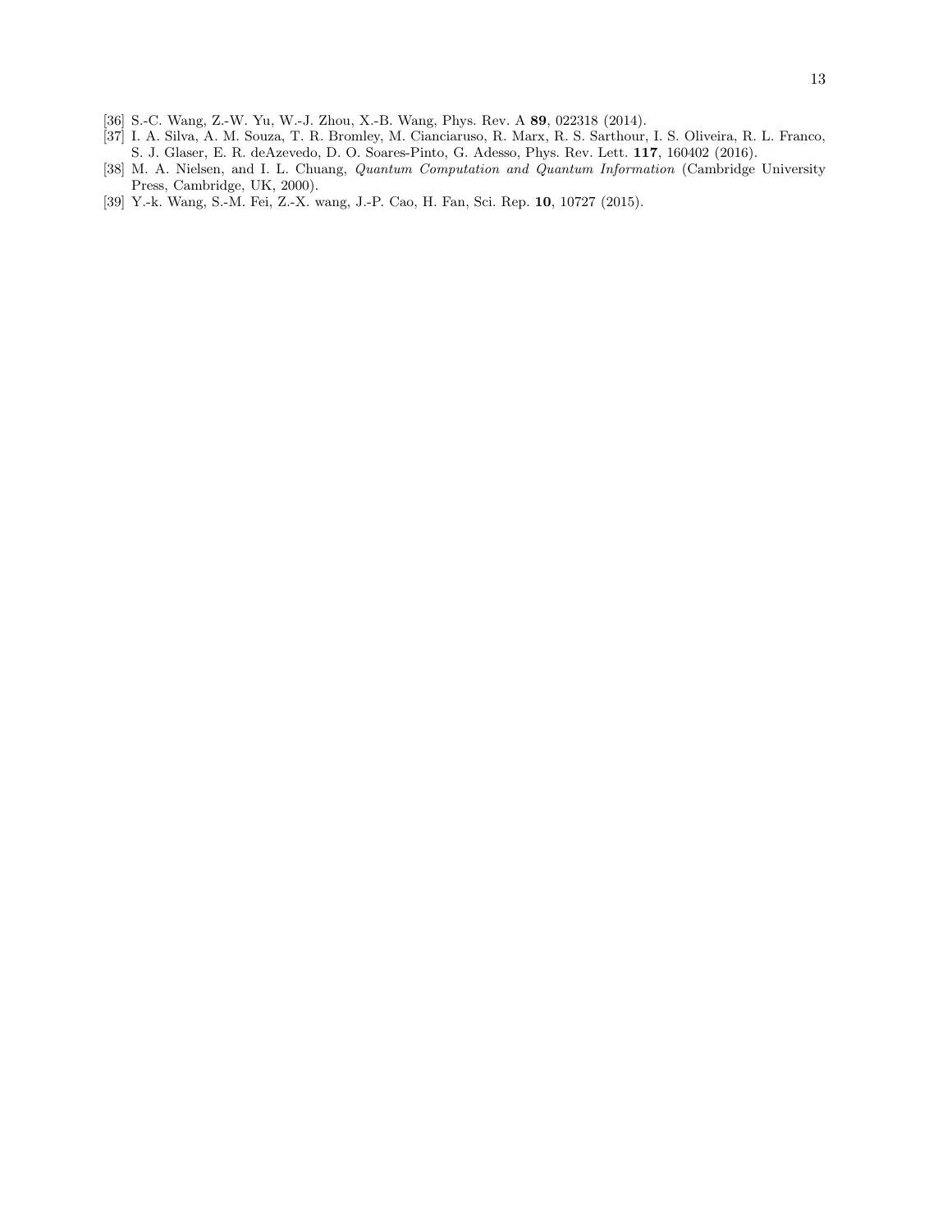[36] S.-C. Wang, Z.-W. Yu, W.-J. Zhou, X.-B. Wang, Phys. Rev. A **89**, 022318 (2014).

[37] I. A. Silva, A. M. Souza, T. R. Bromley, M. Cianciaruso, R. Marx, R. S. Sarthour, I. S. Oliveira, R. L. Franco, S. J. Glaser, E. R. deAzevedo, D. O. Soares-Pinto, G. Adesso, Phys. Rev. Lett. **117**, 160402 (2016).

[38] M. A. Nielsen, and I. L. Chuang, *Quantum Computation and Quantum Information* (Cambridge University Press, Cambridge, UK, 2000).

[39] Y.-k. Wang, S.-M. Fei, Z.-X. wang, J.-P. Cao, H. Fan, Sci. Rep. **10**, 10727 (2015).